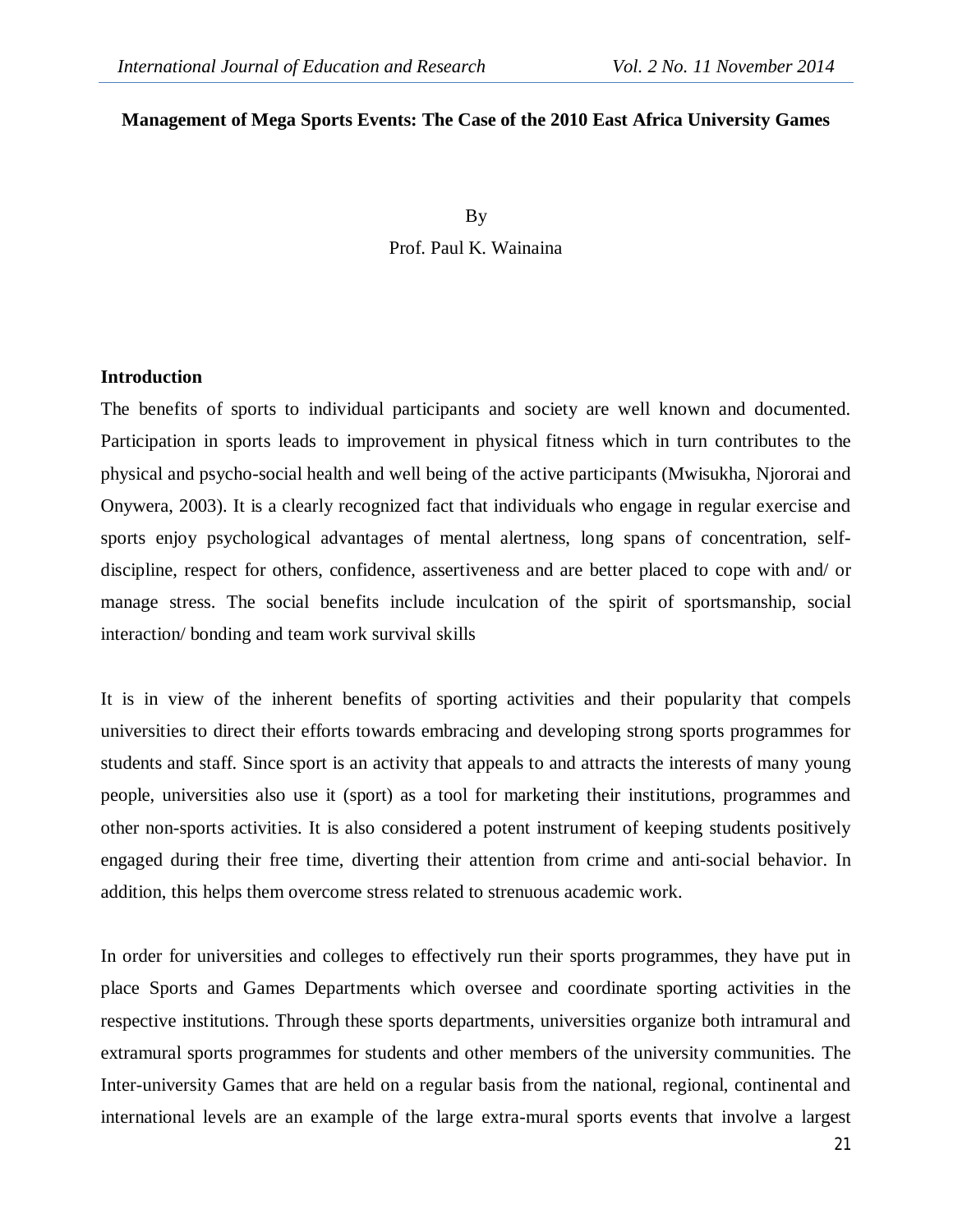# Management of Mega Sports Events: The Case of the 2010 East Africa University Games

By

Prof. Paul K. Wainaina

## Introduction

The benefits of sports to individual participants and society are well known and documented. Participation in sports leads to improvement in physical fitness which in turn contributes to the physical and psycho-social health and well being of the active participants (Mwisukha, Njororai and Onywera, 2003). It is a clearly recognized fact that individuals who engage in regular exercise and sports enjoy psychological advantages of mental alertness, long spans of concentration, self-discipline, respect for others, confidence, assertiveness and are better placed to cope with and/ or manage stress. The social benefits include inculcation of the spirit of sportsmanship, social interaction/ bonding and team work survival skills

It is in view of the inherent benefits of sporting activities and their popularity that compels universities to direct their efforts towards embracing and developing strong sports programmes for students and staff. Since sport is an activity that appeals to and attracts the interests of many young people, universities also use it (sport) as a tool for marketing their institutions, programmes and other non-sports activities. It is also considered a potent instrument of keeping students positively engaged during their free time, diverting their attention from crime and anti-social behavior. In addition, this helps them overcome stress related to strenuous academic work.

In order for universities and colleges to effectively run their sports programmes, they have put in place Sports and Games Departments which oversee and coordinate sporting activities in the respective institutions. Through these sports departments, universities organize both intramural and extramural sports programmes for students and other members of the university communities. The Inter-university Games that are held on a regular basis from the national, regional, continental and international levels are an example of the large extra-mural sports events that involve a largest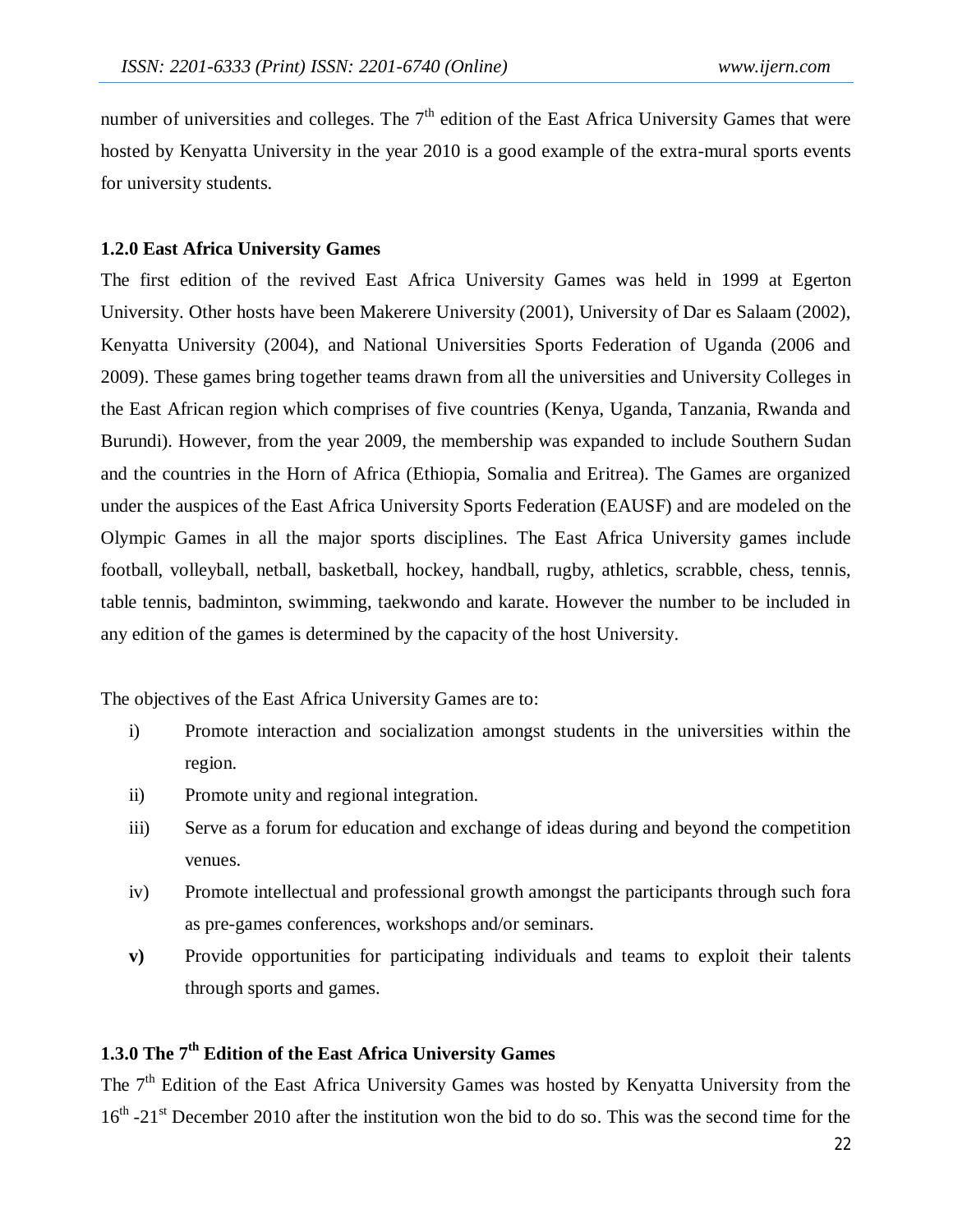number of universities and colleges. The 7th edition of the East Africa University Games that were hosted by Kenyatta University in the year 2010 is a good example of the extra-mural sports events for university students.

### 1.2.0 East Africa University Games

The first edition of the revived East Africa University Games was held in 1999 at Egerton University. Other hosts have been Makerere University (2001), University of Dar es Salaam (2002), Kenyatta University (2004), and National Universities Sports Federation of Uganda (2006 and 2009). These games bring together teams drawn from all the universities and University Colleges in the East African region which comprises of five countries (Kenya, Uganda, Tanzania, Rwanda and Burundi). However, from the year 2009, the membership was expanded to include Southern Sudan and the countries in the Horn of Africa (Ethiopia, Somalia and Eritrea). The Games are organized under the auspices of the East Africa University Sports Federation (EAUSF) and are modeled on the Olympic Games in all the major sports disciplines. The East Africa University games include football, volleyball, netball, basketball, hockey, handball, rugby, athletics, scrabble, chess, tennis, table tennis, badminton, swimming, taekwondo and karate. However the number to be included in any edition of the games is determined by the capacity of the host University.

The objectives of the East Africa University Games are to:

i) Promote interaction and socialization amongst students in the universities within the region.

ii) Promote unity and regional integration.

iii) Serve as a forum for education and exchange of ideas during and beyond the competition venues.

iv) Promote intellectual and professional growth amongst the participants through such fora as pre-games conferences, workshops and/or seminars.

**v)** Provide opportunities for participating individuals and teams to exploit their talents through sports and games.

### 1.3.0 The 7th Edition of the East Africa University Games

The 7th Edition of the East Africa University Games was hosted by Kenyatta University from the 16th -21st December 2010 after the institution won the bid to do so. This was the second time for the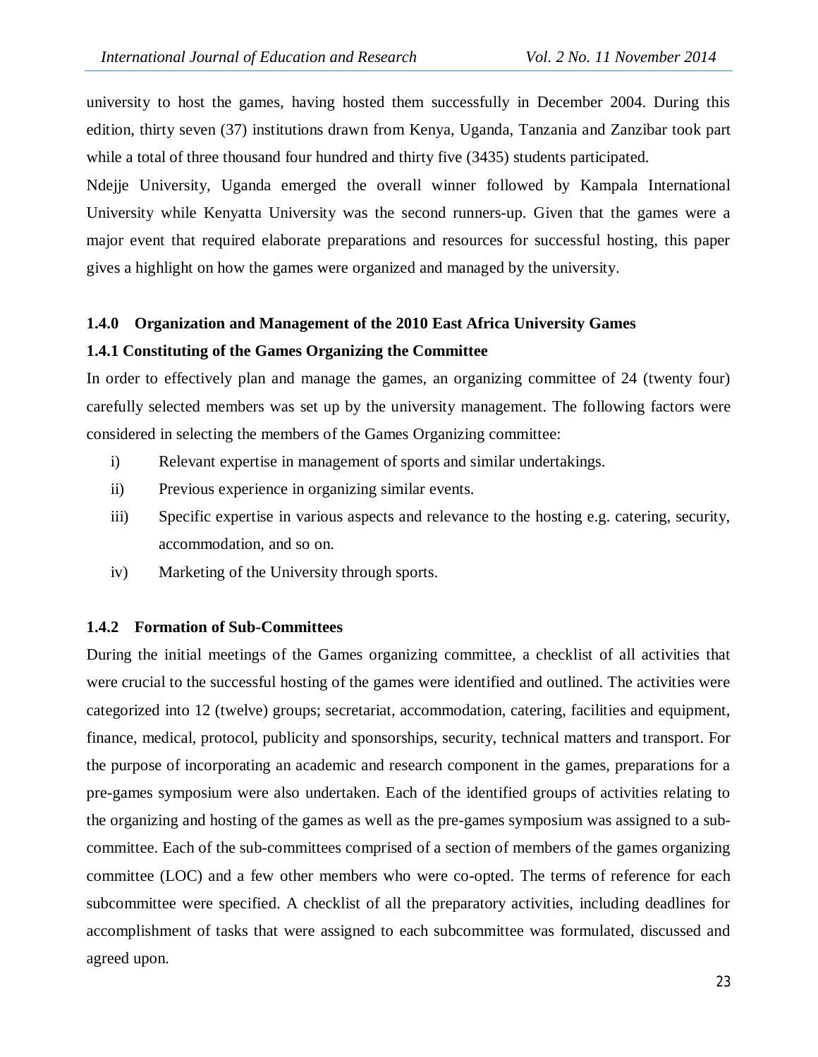university to host the games, having hosted them successfully in December 2004. During this edition, thirty seven (37) institutions drawn from Kenya, Uganda, Tanzania and Zanzibar took part while a total of three thousand four hundred and thirty five (3435) students participated.

Ndejje University, Uganda emerged the overall winner followed by Kampala International University while Kenyatta University was the second runners-up. Given that the games were a major event that required elaborate preparations and resources for successful hosting, this paper gives a highlight on how the games were organized and managed by the university.

### 1.4.0 Organization and Management of the 2010 East Africa University Games

#### 1.4.1 Constituting of the Games Organizing the Committee

In order to effectively plan and manage the games, an organizing committee of 24 (twenty four) carefully selected members was set up by the university management. The following factors were considered in selecting the members of the Games Organizing committee:

i) Relevant expertise in management of sports and similar undertakings.

ii) Previous experience in organizing similar events.

iii) Specific expertise in various aspects and relevance to the hosting e.g. catering, security, accommodation, and so on.

iv) Marketing of the University through sports.

#### 1.4.2 Formation of Sub-Committees

During the initial meetings of the Games organizing committee, a checklist of all activities that were crucial to the successful hosting of the games were identified and outlined. The activities were categorized into 12 (twelve) groups; secretariat, accommodation, catering, facilities and equipment, finance, medical, protocol, publicity and sponsorships, security, technical matters and transport. For the purpose of incorporating an academic and research component in the games, preparations for a pre-games symposium were also undertaken. Each of the identified groups of activities relating to the organizing and hosting of the games as well as the pre-games symposium was assigned to a sub-committee. Each of the sub-committees comprised of a section of members of the games organizing committee (LOC) and a few other members who were co-opted. The terms of reference for each subcommittee were specified. A checklist of all the preparatory activities, including deadlines for accomplishment of tasks that were assigned to each subcommittee was formulated, discussed and agreed upon.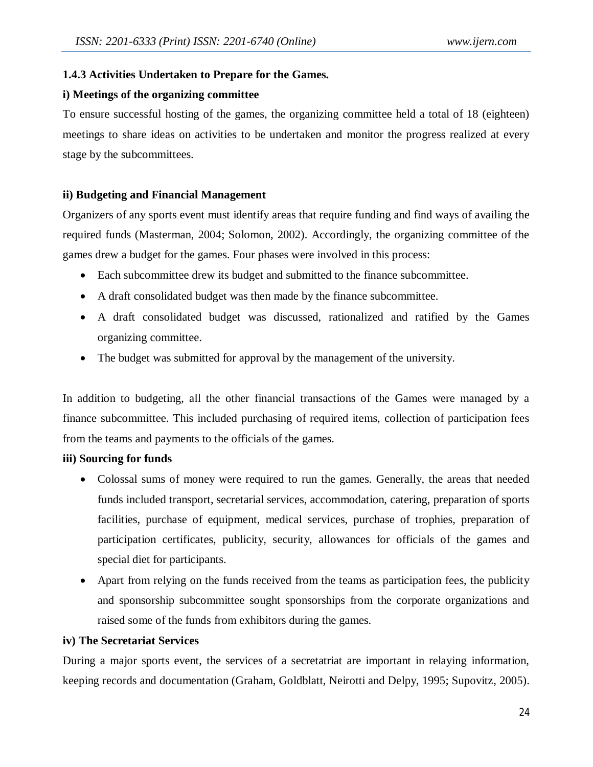#### 1.4.3 Activities Undertaken to Prepare for the Games.

**i) Meetings of the organizing committee**

To ensure successful hosting of the games, the organizing committee held a total of 18 (eighteen) meetings to share ideas on activities to be undertaken and monitor the progress realized at every stage by the subcommittees.

**ii) Budgeting and Financial Management**

Organizers of any sports event must identify areas that require funding and find ways of availing the required funds (Masterman, 2004; Solomon, 2002). Accordingly, the organizing committee of the games drew a budget for the games. Four phases were involved in this process:

- Each subcommittee drew its budget and submitted to the finance subcommittee.
- A draft consolidated budget was then made by the finance subcommittee.
- A draft consolidated budget was discussed, rationalized and ratified by the Games organizing committee.
- The budget was submitted for approval by the management of the university.

In addition to budgeting, all the other financial transactions of the Games were managed by a finance subcommittee. This included purchasing of required items, collection of participation fees from the teams and payments to the officials of the games.

**iii) Sourcing for funds**

- Colossal sums of money were required to run the games. Generally, the areas that needed funds included transport, secretarial services, accommodation, catering, preparation of sports facilities, purchase of equipment, medical services, purchase of trophies, preparation of participation certificates, publicity, security, allowances for officials of the games and special diet for participants.
- Apart from relying on the funds received from the teams as participation fees, the publicity and sponsorship subcommittee sought sponsorships from the corporate organizations and raised some of the funds from exhibitors during the games.

**iv) The Secretariat Services**

During a major sports event, the services of a secretatriat are important in relaying information, keeping records and documentation (Graham, Goldblatt, Neirotti and Delpy, 1995; Supovitz, 2005).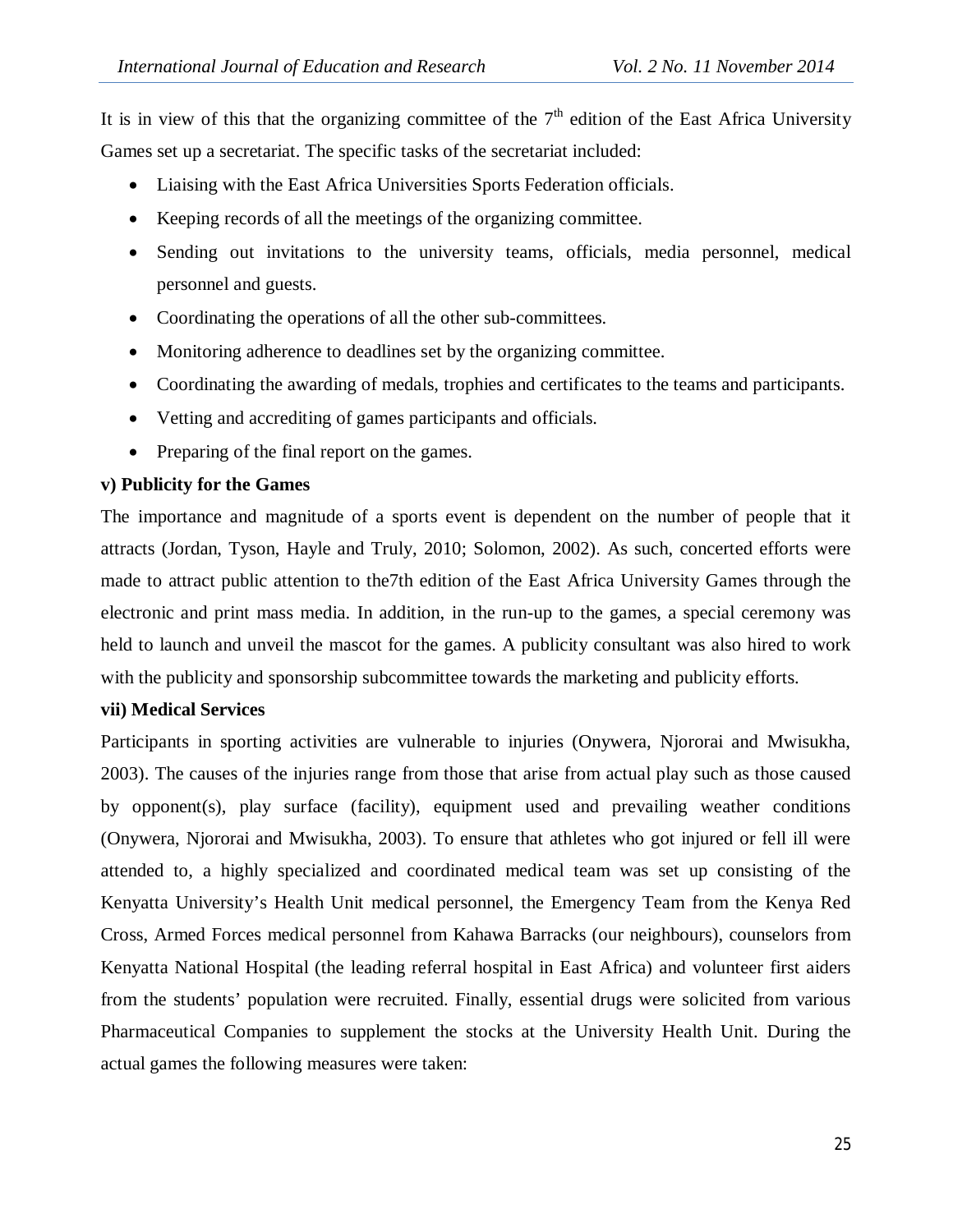It is in view of this that the organizing committee of the 7th edition of the East Africa University Games set up a secretariat. The specific tasks of the secretariat included:

- Liaising with the East Africa Universities Sports Federation officials.
- Keeping records of all the meetings of the organizing committee.
- Sending out invitations to the university teams, officials, media personnel, medical personnel and guests.
- Coordinating the operations of all the other sub-committees.
- Monitoring adherence to deadlines set by the organizing committee.
- Coordinating the awarding of medals, trophies and certificates to the teams and participants.
- Vetting and accrediting of games participants and officials.
- Preparing of the final report on the games.

**v) Publicity for the Games**

The importance and magnitude of a sports event is dependent on the number of people that it attracts (Jordan, Tyson, Hayle and Truly, 2010; Solomon, 2002). As such, concerted efforts were made to attract public attention to the7th edition of the East Africa University Games through the electronic and print mass media. In addition, in the run-up to the games, a special ceremony was held to launch and unveil the mascot for the games. A publicity consultant was also hired to work with the publicity and sponsorship subcommittee towards the marketing and publicity efforts.

**vii) Medical Services**

Participants in sporting activities are vulnerable to injuries (Onywera, Njororai and Mwisukha, 2003). The causes of the injuries range from those that arise from actual play such as those caused by opponent(s), play surface (facility), equipment used and prevailing weather conditions (Onywera, Njororai and Mwisukha, 2003). To ensure that athletes who got injured or fell ill were attended to, a highly specialized and coordinated medical team was set up consisting of the Kenyatta University's Health Unit medical personnel, the Emergency Team from the Kenya Red Cross, Armed Forces medical personnel from Kahawa Barracks (our neighbours), counselors from Kenyatta National Hospital (the leading referral hospital in East Africa) and volunteer first aiders from the students' population were recruited. Finally, essential drugs were solicited from various Pharmaceutical Companies to supplement the stocks at the University Health Unit. During the actual games the following measures were taken: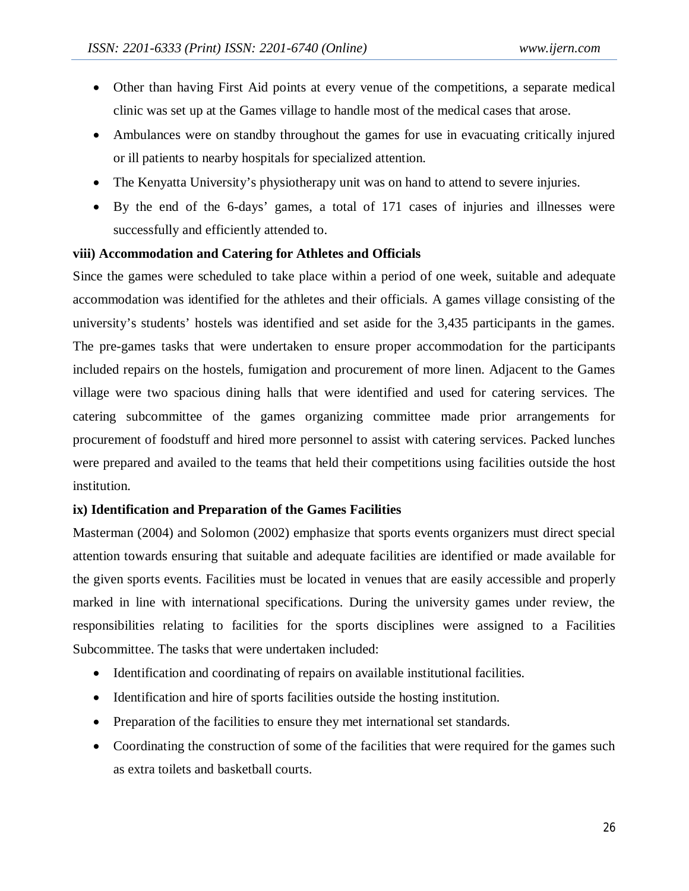- Other than having First Aid points at every venue of the competitions, a separate medical clinic was set up at the Games village to handle most of the medical cases that arose.
- Ambulances were on standby throughout the games for use in evacuating critically injured or ill patients to nearby hospitals for specialized attention.
- The Kenyatta University's physiotherapy unit was on hand to attend to severe injuries.
- By the end of the 6-days' games, a total of 171 cases of injuries and illnesses were successfully and efficiently attended to.

**viii) Accommodation and Catering for Athletes and Officials**

Since the games were scheduled to take place within a period of one week, suitable and adequate accommodation was identified for the athletes and their officials. A games village consisting of the university's students' hostels was identified and set aside for the 3,435 participants in the games. The pre-games tasks that were undertaken to ensure proper accommodation for the participants included repairs on the hostels, fumigation and procurement of more linen. Adjacent to the Games village were two spacious dining halls that were identified and used for catering services. The catering subcommittee of the games organizing committee made prior arrangements for procurement of foodstuff and hired more personnel to assist with catering services. Packed lunches were prepared and availed to the teams that held their competitions using facilities outside the host institution.

**ix) Identification and Preparation of the Games Facilities**

Masterman (2004) and Solomon (2002) emphasize that sports events organizers must direct special attention towards ensuring that suitable and adequate facilities are identified or made available for the given sports events. Facilities must be located in venues that are easily accessible and properly marked in line with international specifications. During the university games under review, the responsibilities relating to facilities for the sports disciplines were assigned to a Facilities Subcommittee. The tasks that were undertaken included:

- Identification and coordinating of repairs on available institutional facilities.
- Identification and hire of sports facilities outside the hosting institution.
- Preparation of the facilities to ensure they met international set standards.
- Coordinating the construction of some of the facilities that were required for the games such as extra toilets and basketball courts.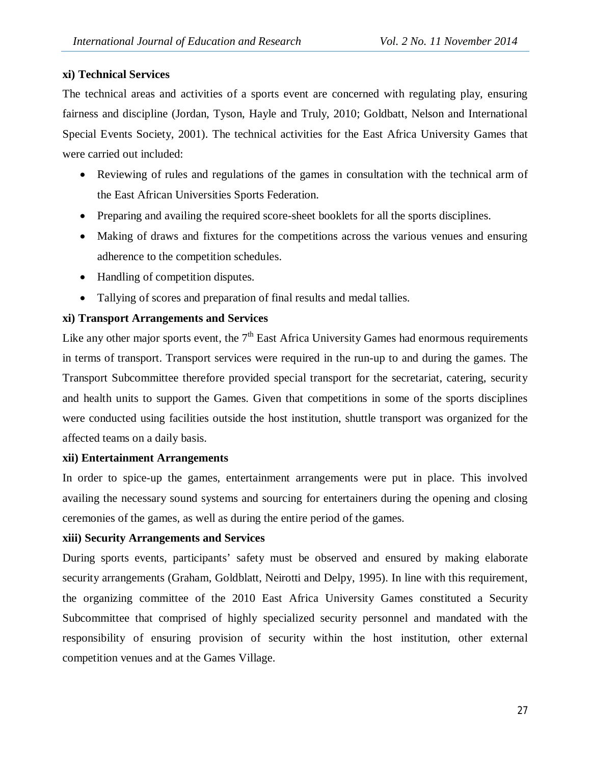**xi) Technical Services**

The technical areas and activities of a sports event are concerned with regulating play, ensuring fairness and discipline (Jordan, Tyson, Hayle and Truly, 2010; Goldbatt, Nelson and International Special Events Society, 2001). The technical activities for the East Africa University Games that were carried out included:

- Reviewing of rules and regulations of the games in consultation with the technical arm of the East African Universities Sports Federation.
- Preparing and availing the required score-sheet booklets for all the sports disciplines.
- Making of draws and fixtures for the competitions across the various venues and ensuring adherence to the competition schedules.
- Handling of competition disputes.
- Tallying of scores and preparation of final results and medal tallies.

**xi) Transport Arrangements and Services**

Like any other major sports event, the 7th East Africa University Games had enormous requirements in terms of transport. Transport services were required in the run-up to and during the games. The Transport Subcommittee therefore provided special transport for the secretariat, catering, security and health units to support the Games. Given that competitions in some of the sports disciplines were conducted using facilities outside the host institution, shuttle transport was organized for the affected teams on a daily basis.

**xii) Entertainment Arrangements**

In order to spice-up the games, entertainment arrangements were put in place. This involved availing the necessary sound systems and sourcing for entertainers during the opening and closing ceremonies of the games, as well as during the entire period of the games.

**xiii) Security Arrangements and Services**

During sports events, participants' safety must be observed and ensured by making elaborate security arrangements (Graham, Goldblatt, Neirotti and Delpy, 1995). In line with this requirement, the organizing committee of the 2010 East Africa University Games constituted a Security Subcommittee that comprised of highly specialized security personnel and mandated with the responsibility of ensuring provision of security within the host institution, other external competition venues and at the Games Village.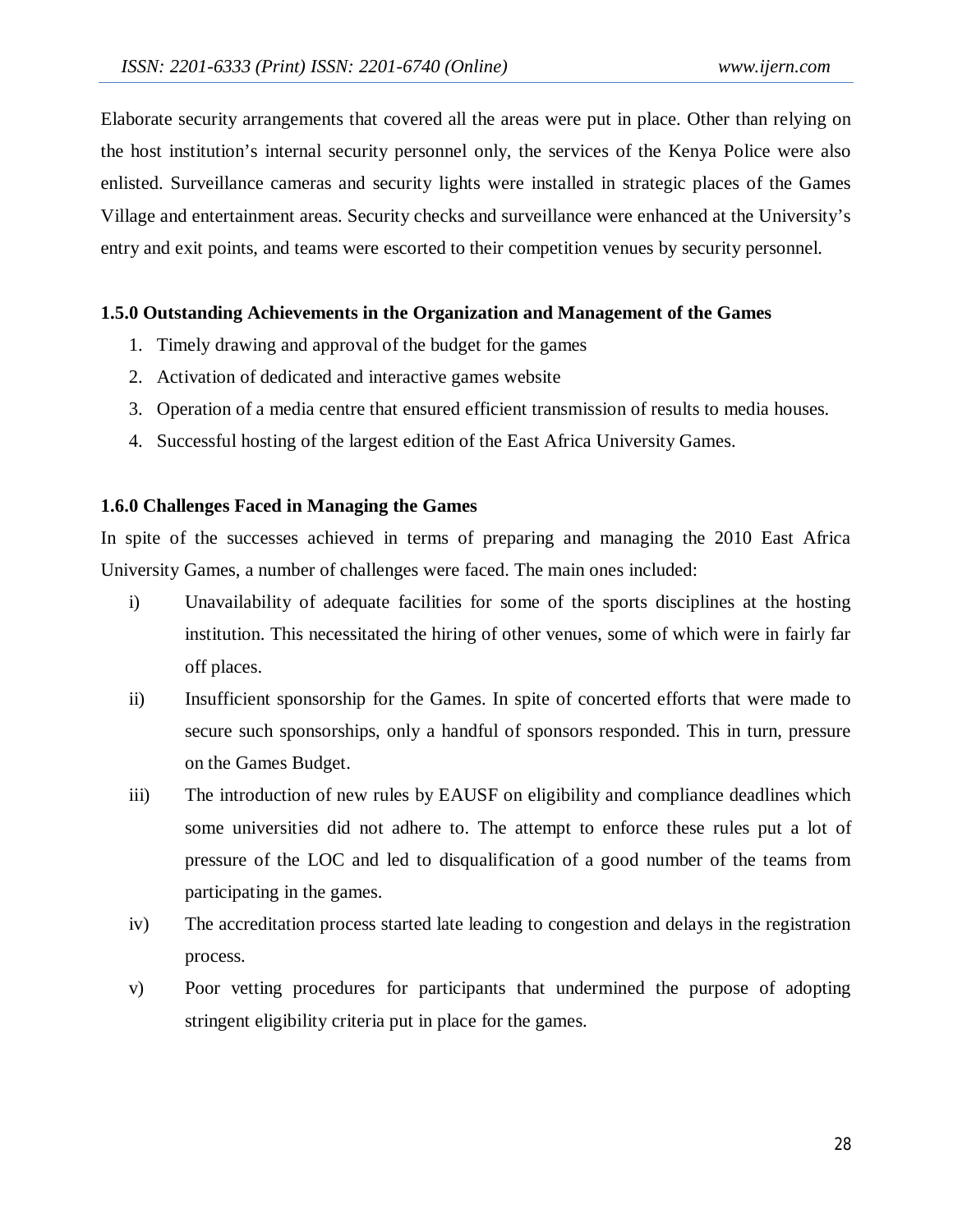Elaborate security arrangements that covered all the areas were put in place. Other than relying on the host institution's internal security personnel only, the services of the Kenya Police were also enlisted. Surveillance cameras and security lights were installed in strategic places of the Games Village and entertainment areas. Security checks and surveillance were enhanced at the University's entry and exit points, and teams were escorted to their competition venues by security personnel.

### 1.5.0 Outstanding Achievements in the Organization and Management of the Games

1. Timely drawing and approval of the budget for the games
2. Activation of dedicated and interactive games website
3. Operation of a media centre that ensured efficient transmission of results to media houses.
4. Successful hosting of the largest edition of the East Africa University Games.

### 1.6.0 Challenges Faced in Managing the Games

In spite of the successes achieved in terms of preparing and managing the 2010 East Africa University Games, a number of challenges were faced. The main ones included:

i) Unavailability of adequate facilities for some of the sports disciplines at the hosting institution. This necessitated the hiring of other venues, some of which were in fairly far off places.

ii) Insufficient sponsorship for the Games. In spite of concerted efforts that were made to secure such sponsorships, only a handful of sponsors responded. This in turn, pressure on the Games Budget.

iii) The introduction of new rules by EAUSF on eligibility and compliance deadlines which some universities did not adhere to. The attempt to enforce these rules put a lot of pressure of the LOC and led to disqualification of a good number of the teams from participating in the games.

iv) The accreditation process started late leading to congestion and delays in the registration process.

v) Poor vetting procedures for participants that undermined the purpose of adopting stringent eligibility criteria put in place for the games.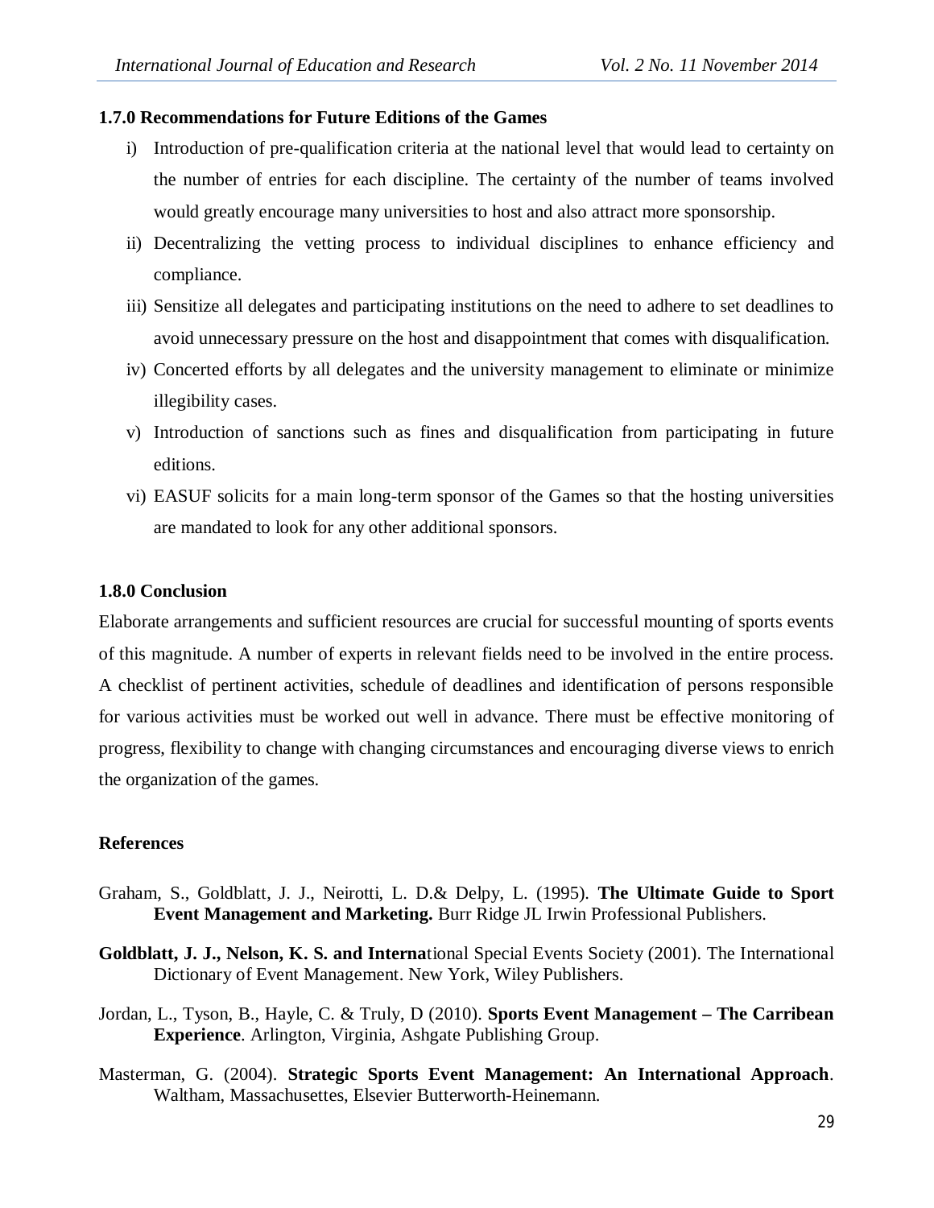### 1.7.0 Recommendations for Future Editions of the Games

i) Introduction of pre-qualification criteria at the national level that would lead to certainty on the number of entries for each discipline. The certainty of the number of teams involved would greatly encourage many universities to host and also attract more sponsorship.

ii) Decentralizing the vetting process to individual disciplines to enhance efficiency and compliance.

iii) Sensitize all delegates and participating institutions on the need to adhere to set deadlines to avoid unnecessary pressure on the host and disappointment that comes with disqualification.

iv) Concerted efforts by all delegates and the university management to eliminate or minimize illegibility cases.

v) Introduction of sanctions such as fines and disqualification from participating in future editions.

vi) EASUF solicits for a main long-term sponsor of the Games so that the hosting universities are mandated to look for any other additional sponsors.

### 1.8.0 Conclusion

Elaborate arrangements and sufficient resources are crucial for successful mounting of sports events of this magnitude. A number of experts in relevant fields need to be involved in the entire process. A checklist of pertinent activities, schedule of deadlines and identification of persons responsible for various activities must be worked out well in advance. There must be effective monitoring of progress, flexibility to change with changing circumstances and encouraging diverse views to enrich the organization of the games.

### References

Graham, S., Goldblatt, J. J., Neirotti, L. D.& Delpy, L. (1995). **The Ultimate Guide to Sport Event Management and Marketing.** Burr Ridge JL Irwin Professional Publishers.

**Goldblatt, J. J., Nelson, K. S. and Interna**tional Special Events Society (2001). The International Dictionary of Event Management. New York, Wiley Publishers.

Jordan, L., Tyson, B., Hayle, C. & Truly, D (2010). **Sports Event Management – The Carribean Experience**. Arlington, Virginia, Ashgate Publishing Group.

Masterman, G. (2004). **Strategic Sports Event Management: An International Approach**. Waltham, Massachusettes, Elsevier Butterworth-Heinemann.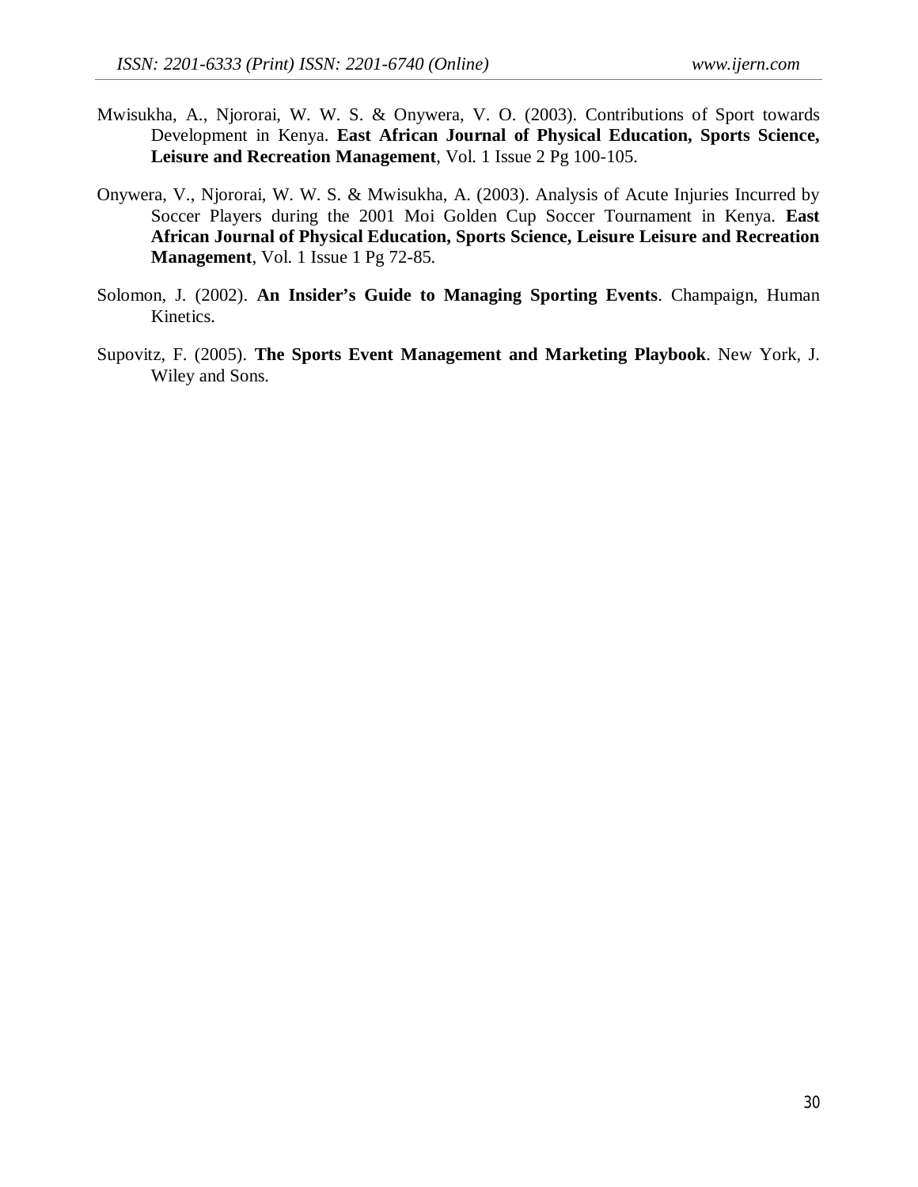Mwisukha, A., Njororai, W. W. S. & Onywera, V. O. (2003). Contributions of Sport towards Development in Kenya. **East African Journal of Physical Education, Sports Science, Leisure and Recreation Management**, Vol. 1 Issue 2 Pg 100-105.

Onywera, V., Njororai, W. W. S. & Mwisukha, A. (2003). Analysis of Acute Injuries Incurred by Soccer Players during the 2001 Moi Golden Cup Soccer Tournament in Kenya. **East African Journal of Physical Education, Sports Science, Leisure Leisure and Recreation Management**, Vol. 1 Issue 1 Pg 72-85.

Solomon, J. (2002). **An Insider's Guide to Managing Sporting Events**. Champaign, Human Kinetics.

Supovitz, F. (2005). **The Sports Event Management and Marketing Playbook**. New York, J. Wiley and Sons.